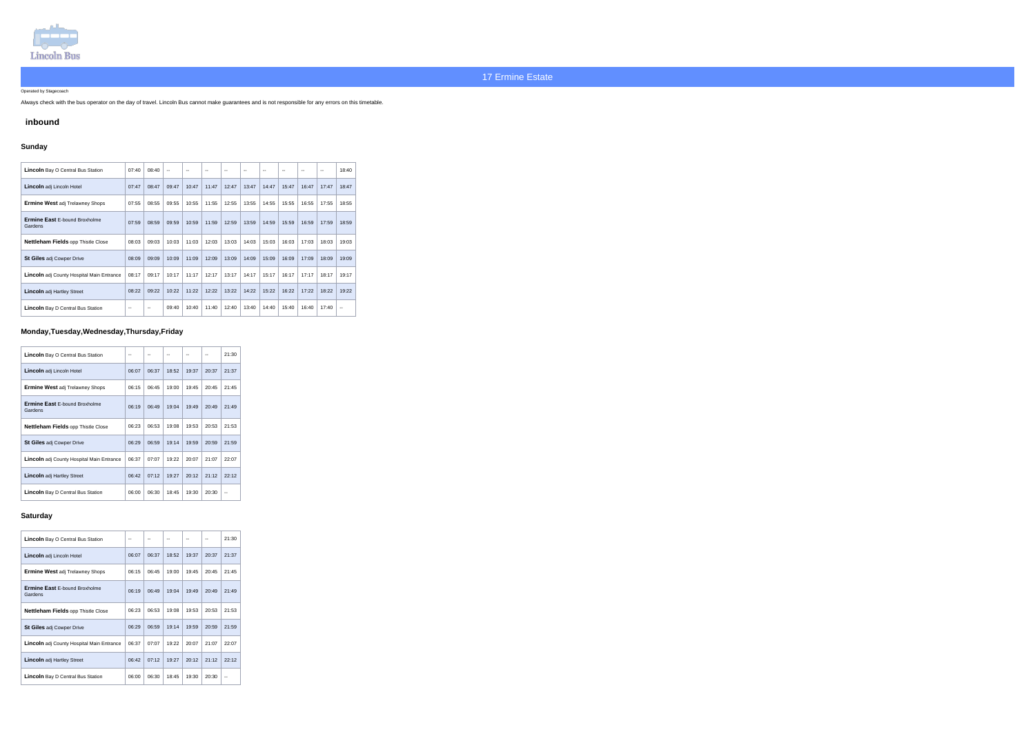Lincoln Bus

# 17 Ermine Estate

Operated by Stagecoach

Always check with the bus operator on the day of travel. Lincoln Bus cannot make guarantees and is not responsible for any errors on this timetable.

## inbound

### Sunday

| | | | | | | | | | | | | | |
|---|---|---|---|---|---|---|---|---|---|---|---|---|---|
| **Lincoln** Bay O Central Bus Station | 07:40 | 08:40 | -- | -- | -- | -- | -- | -- | -- | -- | -- | -- | 18:40 |
| **Lincoln** adj Lincoln Hotel | 07:47 | 08:47 | 09:47 | 10:47 | 11:47 | 12:47 | 13:47 | 14:47 | 15:47 | 16:47 | 17:47 | 18:47 | |
| **Ermine West** adj Trelawney Shops | 07:55 | 08:55 | 09:55 | 10:55 | 11:55 | 12:55 | 13:55 | 14:55 | 15:55 | 16:55 | 17:55 | 18:55 | |
| **Ermine East** E-bound Broxholme Gardens | 07:59 | 08:59 | 09:59 | 10:59 | 11:59 | 12:59 | 13:59 | 14:59 | 15:59 | 16:59 | 17:59 | 18:59 | |
| **Nettleham Fields** opp Thistle Close | 08:03 | 09:03 | 10:03 | 11:03 | 12:03 | 13:03 | 14:03 | 15:03 | 16:03 | 17:03 | 18:03 | 19:03 | |
| **St Giles** adj Cowper Drive | 08:09 | 09:09 | 10:09 | 11:09 | 12:09 | 13:09 | 14:09 | 15:09 | 16:09 | 17:09 | 18:09 | 19:09 | |
| **Lincoln** adj County Hospital Main Entrance | 08:17 | 09:17 | 10:17 | 11:17 | 12:17 | 13:17 | 14:17 | 15:17 | 16:17 | 17:17 | 18:17 | 19:17 | |
| **Lincoln** adj Hartley Street | 08:22 | 09:22 | 10:22 | 11:22 | 12:22 | 13:22 | 14:22 | 15:22 | 16:22 | 17:22 | 18:22 | 19:22 | |
| **Lincoln** Bay D Central Bus Station | -- | -- | 09:40 | 10:40 | 11:40 | 12:40 | 13:40 | 14:40 | 15:40 | 16:40 | 17:40 | -- | |

### Monday,Tuesday,Wednesday,Thursday,Friday

| | | | | | | |
|---|---|---|---|---|---|---|
| **Lincoln** Bay O Central Bus Station | -- | -- | -- | -- | -- | 21:30 |
| **Lincoln** adj Lincoln Hotel | 06:07 | 06:37 | 18:52 | 19:37 | 20:37 | 21:37 |
| **Ermine West** adj Trelawney Shops | 06:15 | 06:45 | 19:00 | 19:45 | 20:45 | 21:45 |
| **Ermine East** E-bound Broxholme Gardens | 06:19 | 06:49 | 19:04 | 19:49 | 20:49 | 21:49 |
| **Nettleham Fields** opp Thistle Close | 06:23 | 06:53 | 19:08 | 19:53 | 20:53 | 21:53 |
| **St Giles** adj Cowper Drive | 06:29 | 06:59 | 19:14 | 19:59 | 20:59 | 21:59 |
| **Lincoln** adj County Hospital Main Entrance | 06:37 | 07:07 | 19:22 | 20:07 | 21:07 | 22:07 |
| **Lincoln** adj Hartley Street | 06:42 | 07:12 | 19:27 | 20:12 | 21:12 | 22:12 |
| **Lincoln** Bay D Central Bus Station | 06:00 | 06:30 | 18:45 | 19:30 | 20:30 | -- |

### Saturday

| | | | | | | |
|---|---|---|---|---|---|---|
| **Lincoln** Bay O Central Bus Station | -- | -- | -- | -- | -- | 21:30 |
| **Lincoln** adj Lincoln Hotel | 06:07 | 06:37 | 18:52 | 19:37 | 20:37 | 21:37 |
| **Ermine West** adj Trelawney Shops | 06:15 | 06:45 | 19:00 | 19:45 | 20:45 | 21:45 |
| **Ermine East** E-bound Broxholme Gardens | 06:19 | 06:49 | 19:04 | 19:49 | 20:49 | 21:49 |
| **Nettleham Fields** opp Thistle Close | 06:23 | 06:53 | 19:08 | 19:53 | 20:53 | 21:53 |
| **St Giles** adj Cowper Drive | 06:29 | 06:59 | 19:14 | 19:59 | 20:59 | 21:59 |
| **Lincoln** adj County Hospital Main Entrance | 06:37 | 07:07 | 19:22 | 20:07 | 21:07 | 22:07 |
| **Lincoln** adj Hartley Street | 06:42 | 07:12 | 19:27 | 20:12 | 21:12 | 22:12 |
| **Lincoln** Bay D Central Bus Station | 06:00 | 06:30 | 18:45 | 19:30 | 20:30 | -- |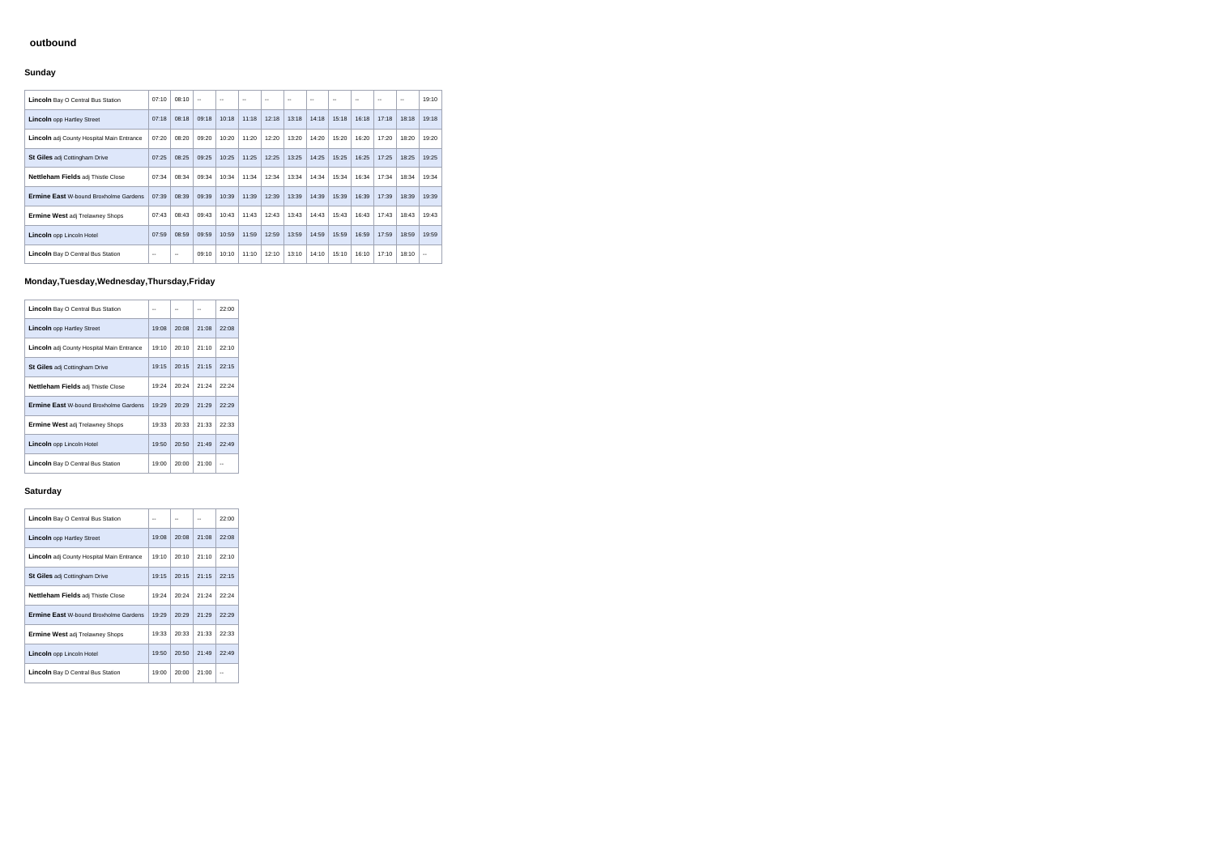**outbound**

### Sunday

| | | | | | | | | | | | | | |
|---|---|---|---|---|---|---|---|---|---|---|---|---|---|
| **Lincoln** Bay O Central Bus Station | 07:10 | 08:10 | -- | -- | -- | -- | -- | -- | -- | -- | -- | -- | 19:10 |
| **Lincoln** opp Hartley Street | 07:18 | 08:18 | 09:18 | 10:18 | 11:18 | 12:18 | 13:18 | 14:18 | 15:18 | 16:18 | 17:18 | 18:18 | 19:18 |
| **Lincoln** adj County Hospital Main Entrance | 07:20 | 08:20 | 09:20 | 10:20 | 11:20 | 12:20 | 13:20 | 14:20 | 15:20 | 16:20 | 17:20 | 18:20 | 19:20 |
| **St Giles** adj Cottingham Drive | 07:25 | 08:25 | 09:25 | 10:25 | 11:25 | 12:25 | 13:25 | 14:25 | 15:25 | 16:25 | 17:25 | 18:25 | 19:25 |
| **Nettleham Fields** adj Thistle Close | 07:34 | 08:34 | 09:34 | 10:34 | 11:34 | 12:34 | 13:34 | 14:34 | 15:34 | 16:34 | 17:34 | 18:34 | 19:34 |
| **Ermine East** W-bound Broxholme Gardens | 07:39 | 08:39 | 09:39 | 10:39 | 11:39 | 12:39 | 13:39 | 14:39 | 15:39 | 16:39 | 17:39 | 18:39 | 19:39 |
| **Ermine West** adj Trelawney Shops | 07:43 | 08:43 | 09:43 | 10:43 | 11:43 | 12:43 | 13:43 | 14:43 | 15:43 | 16:43 | 17:43 | 18:43 | 19:43 |
| **Lincoln** opp Lincoln Hotel | 07:59 | 08:59 | 09:59 | 10:59 | 11:59 | 12:59 | 13:59 | 14:59 | 15:59 | 16:59 | 17:59 | 18:59 | 19:59 |
| **Lincoln** Bay D Central Bus Station | -- | -- | 09:10 | 10:10 | 11:10 | 12:10 | 13:10 | 14:10 | 15:10 | 16:10 | 17:10 | 18:10 | -- |

### Monday,Tuesday,Wednesday,Thursday,Friday

| | | | | |
|---|---|---|---|---|
| **Lincoln** Bay O Central Bus Station | -- | -- | -- | 22:00 |
| **Lincoln** opp Hartley Street | 19:08 | 20:08 | 21:08 | 22:08 |
| **Lincoln** adj County Hospital Main Entrance | 19:10 | 20:10 | 21:10 | 22:10 |
| **St Giles** adj Cottingham Drive | 19:15 | 20:15 | 21:15 | 22:15 |
| **Nettleham Fields** adj Thistle Close | 19:24 | 20:24 | 21:24 | 22:24 |
| **Ermine East** W-bound Broxholme Gardens | 19:29 | 20:29 | 21:29 | 22:29 |
| **Ermine West** adj Trelawney Shops | 19:33 | 20:33 | 21:33 | 22:33 |
| **Lincoln** opp Lincoln Hotel | 19:50 | 20:50 | 21:49 | 22:49 |
| **Lincoln** Bay D Central Bus Station | 19:00 | 20:00 | 21:00 | -- |

### Saturday

| | | | | |
|---|---|---|---|---|
| **Lincoln** Bay O Central Bus Station | -- | -- | -- | 22:00 |
| **Lincoln** opp Hartley Street | 19:08 | 20:08 | 21:08 | 22:08 |
| **Lincoln** adj County Hospital Main Entrance | 19:10 | 20:10 | 21:10 | 22:10 |
| **St Giles** adj Cottingham Drive | 19:15 | 20:15 | 21:15 | 22:15 |
| **Nettleham Fields** adj Thistle Close | 19:24 | 20:24 | 21:24 | 22:24 |
| **Ermine East** W-bound Broxholme Gardens | 19:29 | 20:29 | 21:29 | 22:29 |
| **Ermine West** adj Trelawney Shops | 19:33 | 20:33 | 21:33 | 22:33 |
| **Lincoln** opp Lincoln Hotel | 19:50 | 20:50 | 21:49 | 22:49 |
| **Lincoln** Bay D Central Bus Station | 19:00 | 20:00 | 21:00 | -- |